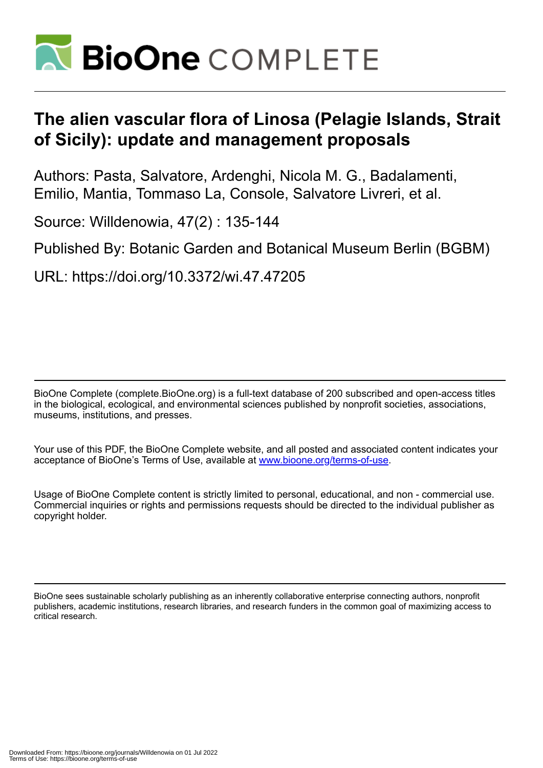# The alien vascular flora of Linosa (Pelagie Islands, Strait of Sicily): update and management proposals

Authors: Pasta, Salvatore, Ardenghi, Nicola M. G., Badalamenti, Emilio, Mantia, Tommaso La, Console, Salvatore Livreri, et al.

Source: Willdenowia, 47(2) : 135-144

Published By: Botanic Garden and Botanical Museum Berlin (BGBM)

URL: https://doi.org/10.3372/wi.47.47205

BioOne Complete (complete.BioOne.org) is a full-text database of 200 subscribed and open-access titles in the biological, ecological, and environmental sciences published by nonprofit societies, associations, museums, institutions, and presses.

Your use of this PDF, the BioOne Complete website, and all posted and associated content indicates your acceptance of BioOne's Terms of Use, available at www.bioone.org/terms-of-use.

Usage of BioOne Complete content is strictly limited to personal, educational, and non - commercial use. Commercial inquiries or rights and permissions requests should be directed to the individual publisher as copyright holder.

BioOne sees sustainable scholarly publishing as an inherently collaborative enterprise connecting authors, nonprofit publishers, academic institutions, research libraries, and research funders in the common goal of maximizing access to critical research.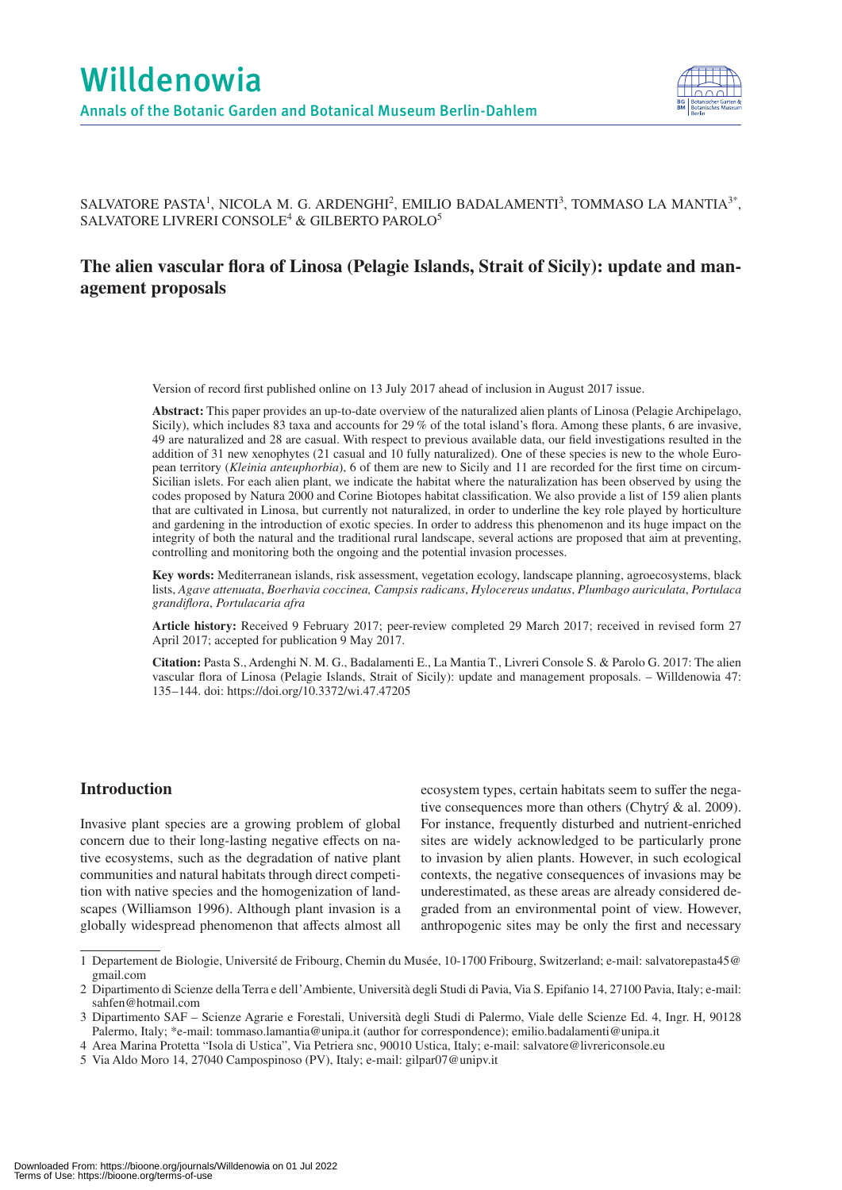# Willdenowia

Annals of the Botanic Garden and Botanical Museum Berlin-Dahlem

SALVATORE PASTA[1], NICOLA M. G. ARDENGHI[2], EMILIO BADALAMENTI[3], TOMMASO LA MANTIA[3*], SALVATORE LIVRERI CONSOLE[4] & GILBERTO PAROLO[5]

## The alien vascular flora of Linosa (Pelagie Islands, Strait of Sicily): update and management proposals

Version of record first published online on 13 July 2017 ahead of inclusion in August 2017 issue.

**Abstract:** This paper provides an up-to-date overview of the naturalized alien plants of Linosa (Pelagie Archipelago, Sicily), which includes 83 taxa and accounts for 29 % of the total island's flora. Among these plants, 6 are invasive, 49 are naturalized and 28 are casual. With respect to previous available data, our field investigations resulted in the addition of 31 new xenophytes (21 casual and 10 fully naturalized). One of these species is new to the whole European territory (*Kleinia anteuphorbia*), 6 of them are new to Sicily and 11 are recorded for the first time on circum-Sicilian islets. For each alien plant, we indicate the habitat where the naturalization has been observed by using the codes proposed by Natura 2000 and Corine Biotopes habitat classification. We also provide a list of 159 alien plants that are cultivated in Linosa, but currently not naturalized, in order to underline the key role played by horticulture and gardening in the introduction of exotic species. In order to address this phenomenon and its huge impact on the integrity of both the natural and the traditional rural landscape, several actions are proposed that aim at preventing, controlling and monitoring both the ongoing and the potential invasion processes.

**Key words:** Mediterranean islands, risk assessment, vegetation ecology, landscape planning, agroecosystems, black lists, *Agave attenuata*, *Boerhavia coccinea, Campsis radicans*, *Hylocereus undatus*, *Plumbago auriculata*, *Portulaca grandiflora*, *Portulacaria afra*

**Article history:** Received 9 February 2017; peer-review completed 29 March 2017; received in revised form 27 April 2017; accepted for publication 9 May 2017.

**Citation:** Pasta S., Ardenghi N. M. G., Badalamenti E., La Mantia T., Livreri Console S. & Parolo G. 2017: The alien vascular flora of Linosa (Pelagie Islands, Strait of Sicily): update and management proposals. – Willdenowia 47: 135–144. doi: https://doi.org/10.3372/wi.47.47205

## Introduction

Invasive plant species are a growing problem of global concern due to their long-lasting negative effects on native ecosystems, such as the degradation of native plant communities and natural habitats through direct competition with native species and the homogenization of landscapes (Williamson 1996). Although plant invasion is a globally widespread phenomenon that affects almost all ecosystem types, certain habitats seem to suffer the negative consequences more than others (Chytrý & al. 2009). For instance, frequently disturbed and nutrient-enriched sites are widely acknowledged to be particularly prone to invasion by alien plants. However, in such ecological contexts, the negative consequences of invasions may be underestimated, as these areas are already considered degraded from an environmental point of view. However, anthropogenic sites may be only the first and necessary

---

1 Departement de Biologie, Université de Fribourg, Chemin du Musée, 10-1700 Fribourg, Switzerland; e-mail: salvatorepasta45@gmail.com

2 Dipartimento di Scienze della Terra e dell'Ambiente, Università degli Studi di Pavia, Via S. Epifanio 14, 27100 Pavia, Italy; e-mail: sahfen@hotmail.com

3 Dipartimento SAF – Scienze Agrarie e Forestali, Università degli Studi di Palermo, Viale delle Scienze Ed. 4, Ingr. H, 90128 Palermo, Italy; *e-mail: tommaso.lamantia@unipa.it (author for correspondence); emilio.badalamenti@unipa.it

4 Area Marina Protetta "Isola di Ustica", Via Petriera snc, 90010 Ustica, Italy; e-mail: salvatore@livrericonsole.eu

5 Via Aldo Moro 14, 27040 Campospinoso (PV), Italy; e-mail: gilpar07@unipv.it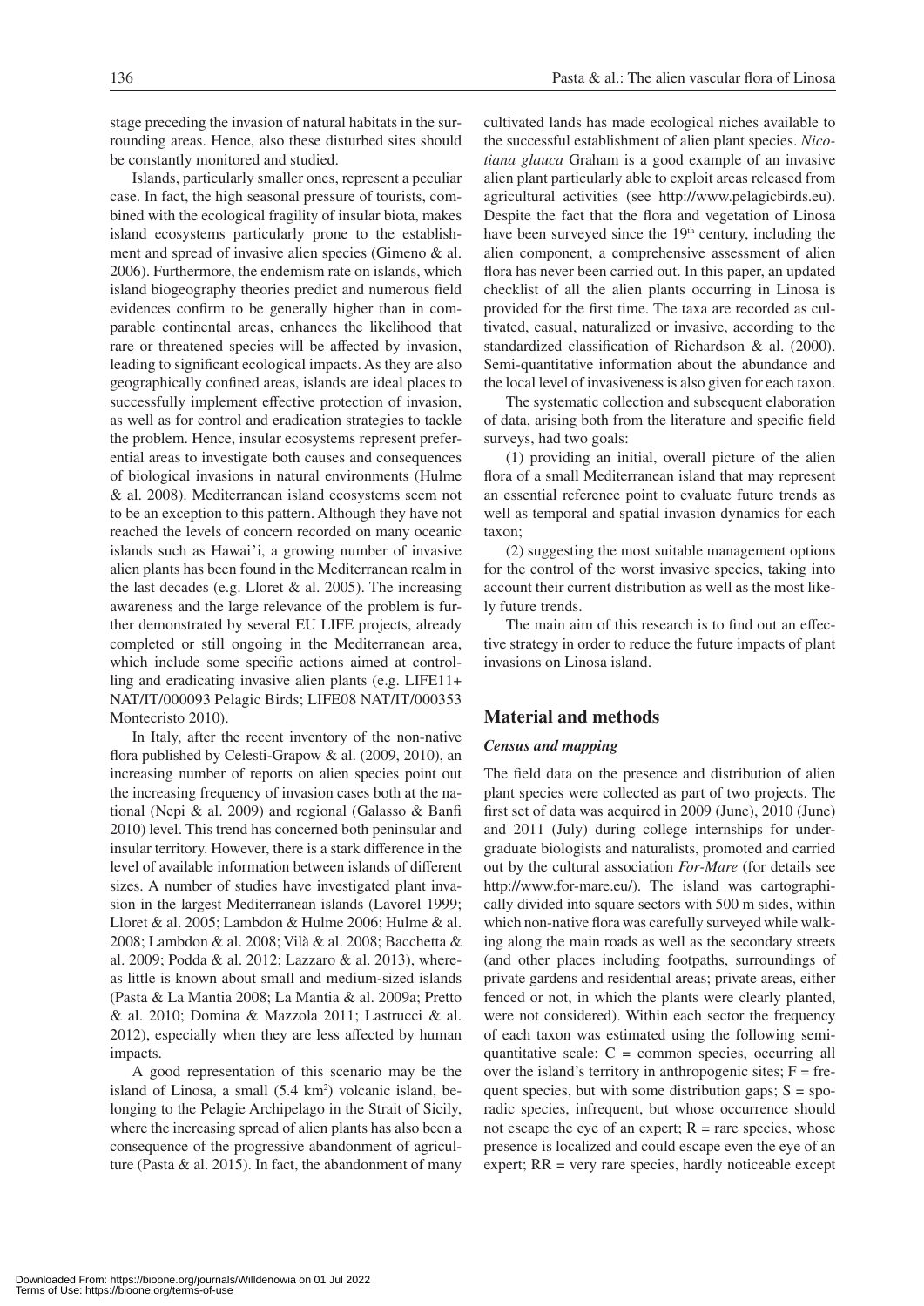stage preceding the invasion of natural habitats in the surrounding areas. Hence, also these disturbed sites should be constantly monitored and studied.

Islands, particularly smaller ones, represent a peculiar case. In fact, the high seasonal pressure of tourists, combined with the ecological fragility of insular biota, makes island ecosystems particularly prone to the establishment and spread of invasive alien species (Gimeno & al. 2006). Furthermore, the endemism rate on islands, which island biogeography theories predict and numerous field evidences confirm to be generally higher than in comparable continental areas, enhances the likelihood that rare or threatened species will be affected by invasion, leading to significant ecological impacts. As they are also geographically confined areas, islands are ideal places to successfully implement effective protection of invasion, as well as for control and eradication strategies to tackle the problem. Hence, insular ecosystems represent preferential areas to investigate both causes and consequences of biological invasions in natural environments (Hulme & al. 2008). Mediterranean island ecosystems seem not to be an exception to this pattern. Although they have not reached the levels of concern recorded on many oceanic islands such as Hawai'i, a growing number of invasive alien plants has been found in the Mediterranean realm in the last decades (e.g. Lloret & al. 2005). The increasing awareness and the large relevance of the problem is further demonstrated by several EU LIFE projects, already completed or still ongoing in the Mediterranean area, which include some specific actions aimed at controlling and eradicating invasive alien plants (e.g. LIFE11+ NAT/IT/000093 Pelagic Birds; LIFE08 NAT/IT/000353 Montecristo 2010).

In Italy, after the recent inventory of the non-native flora published by Celesti-Grapow & al. (2009, 2010), an increasing number of reports on alien species point out the increasing frequency of invasion cases both at the national (Nepi & al. 2009) and regional (Galasso & Banfi 2010) level. This trend has concerned both peninsular and insular territory. However, there is a stark difference in the level of available information between islands of different sizes. A number of studies have investigated plant invasion in the largest Mediterranean islands (Lavorel 1999; Lloret & al. 2005; Lambdon & Hulme 2006; Hulme & al. 2008; Lambdon & al. 2008; Vilà & al. 2008; Bacchetta & al. 2009; Podda & al. 2012; Lazzaro & al. 2013), whereas little is known about small and medium-sized islands (Pasta & La Mantia 2008; La Mantia & al. 2009a; Pretto & al. 2010; Domina & Mazzola 2011; Lastrucci & al. 2012), especially when they are less affected by human impacts.

A good representation of this scenario may be the island of Linosa, a small (5.4 km$^2$) volcanic island, belonging to the Pelagie Archipelago in the Strait of Sicily, where the increasing spread of alien plants has also been a consequence of the progressive abandonment of agriculture (Pasta & al. 2015). In fact, the abandonment of many cultivated lands has made ecological niches available to the successful establishment of alien plant species. *Nicotiana glauca* Graham is a good example of an invasive alien plant particularly able to exploit areas released from agricultural activities (see http://www.pelagicbirds.eu). Despite the fact that the flora and vegetation of Linosa have been surveyed since the 19th century, including the alien component, a comprehensive assessment of alien flora has never been carried out. In this paper, an updated checklist of all the alien plants occurring in Linosa is provided for the first time. The taxa are recorded as cultivated, casual, naturalized or invasive, according to the standardized classification of Richardson & al. (2000). Semi-quantitative information about the abundance and the local level of invasiveness is also given for each taxon.

The systematic collection and subsequent elaboration of data, arising both from the literature and specific field surveys, had two goals:

(1) providing an initial, overall picture of the alien flora of a small Mediterranean island that may represent an essential reference point to evaluate future trends as well as temporal and spatial invasion dynamics for each taxon;

(2) suggesting the most suitable management options for the control of the worst invasive species, taking into account their current distribution as well as the most likely future trends.

The main aim of this research is to find out an effective strategy in order to reduce the future impacts of plant invasions on Linosa island.

## Material and methods

### *Census and mapping*

The field data on the presence and distribution of alien plant species were collected as part of two projects. The first set of data was acquired in 2009 (June), 2010 (June) and 2011 (July) during college internships for undergraduate biologists and naturalists, promoted and carried out by the cultural association *For-Mare* (for details see http://www.for-mare.eu/). The island was cartographically divided into square sectors with 500 m sides, within which non-native flora was carefully surveyed while walking along the main roads as well as the secondary streets (and other places including footpaths, surroundings of private gardens and residential areas; private areas, either fenced or not, in which the plants were clearly planted, were not considered). Within each sector the frequency of each taxon was estimated using the following semi-quantitative scale: C = common species, occurring all over the island's territory in anthropogenic sites; F = frequent species, but with some distribution gaps; S = sporadic species, infrequent, but whose occurrence should not escape the eye of an expert; R = rare species, whose presence is localized and could escape even the eye of an expert; RR = very rare species, hardly noticeable except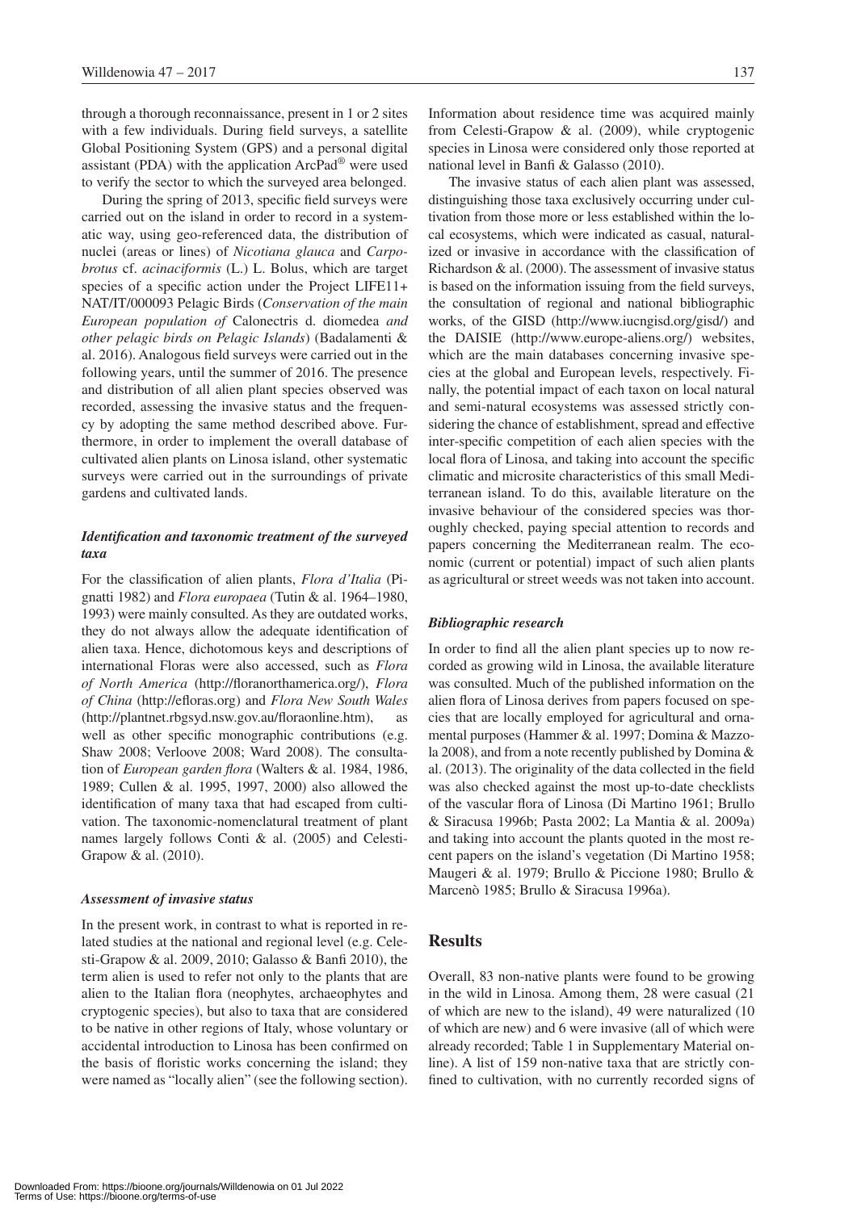through a thorough reconnaissance, present in 1 or 2 sites with a few individuals. During field surveys, a satellite Global Positioning System (GPS) and a personal digital assistant (PDA) with the application ArcPad® were used to verify the sector to which the surveyed area belonged.

During the spring of 2013, specific field surveys were carried out on the island in order to record in a systematic way, using geo-referenced data, the distribution of nuclei (areas or lines) of *Nicotiana glauca* and *Carpobrotus* cf. *acinaciformis* (L.) L. Bolus, which are target species of a specific action under the Project LIFE11+ NAT/IT/000093 Pelagic Birds (*Conservation of the main European population of* Calonectris d. diomedea *and other pelagic birds on Pelagic Islands*) (Badalamenti & al. 2016). Analogous field surveys were carried out in the following years, until the summer of 2016. The presence and distribution of all alien plant species observed was recorded, assessing the invasive status and the frequency by adopting the same method described above. Furthermore, in order to implement the overall database of cultivated alien plants on Linosa island, other systematic surveys were carried out in the surroundings of private gardens and cultivated lands.

### *Identification and taxonomic treatment of the surveyed taxa*

For the classification of alien plants, *Flora d'Italia* (Pignatti 1982) and *Flora europaea* (Tutin & al. 1964–1980, 1993) were mainly consulted. As they are outdated works, they do not always allow the adequate identification of alien taxa. Hence, dichotomous keys and descriptions of international Floras were also accessed, such as *Flora of North America* (http://floranorthamerica.org/), *Flora of China* (http://efloras.org) and *Flora New South Wales* (http://plantnet.rbgsyd.nsw.gov.au/floraonline.htm), as well as other specific monographic contributions (e.g. Shaw 2008; Verloove 2008; Ward 2008). The consultation of *European garden flora* (Walters & al. 1984, 1986, 1989; Cullen & al. 1995, 1997, 2000) also allowed the identification of many taxa that had escaped from cultivation. The taxonomic-nomenclatural treatment of plant names largely follows Conti & al. (2005) and Celesti-Grapow & al. (2010).

### *Assessment of invasive status*

In the present work, in contrast to what is reported in related studies at the national and regional level (e.g. Celesti-Grapow & al. 2009, 2010; Galasso & Banfi 2010), the term alien is used to refer not only to the plants that are alien to the Italian flora (neophytes, archaeophytes and cryptogenic species), but also to taxa that are considered to be native in other regions of Italy, whose voluntary or accidental introduction to Linosa has been confirmed on the basis of floristic works concerning the island; they were named as "locally alien" (see the following section). Information about residence time was acquired mainly from Celesti-Grapow & al. (2009), while cryptogenic species in Linosa were considered only those reported at national level in Banfi & Galasso (2010).

The invasive status of each alien plant was assessed, distinguishing those taxa exclusively occurring under cultivation from those more or less established within the local ecosystems, which were indicated as casual, naturalized or invasive in accordance with the classification of Richardson & al. (2000). The assessment of invasive status is based on the information issuing from the field surveys, the consultation of regional and national bibliographic works, of the GISD (http://www.iucngisd.org/gisd/) and the DAISIE (http://www.europe-aliens.org/) websites, which are the main databases concerning invasive species at the global and European levels, respectively. Finally, the potential impact of each taxon on local natural and semi-natural ecosystems was assessed strictly considering the chance of establishment, spread and effective inter-specific competition of each alien species with the local flora of Linosa, and taking into account the specific climatic and microsite characteristics of this small Mediterranean island. To do this, available literature on the invasive behaviour of the considered species was thoroughly checked, paying special attention to records and papers concerning the Mediterranean realm. The economic (current or potential) impact of such alien plants as agricultural or street weeds was not taken into account.

### *Bibliographic research*

In order to find all the alien plant species up to now recorded as growing wild in Linosa, the available literature was consulted. Much of the published information on the alien flora of Linosa derives from papers focused on species that are locally employed for agricultural and ornamental purposes (Hammer & al. 1997; Domina & Mazzola 2008), and from a note recently published by Domina & al. (2013). The originality of the data collected in the field was also checked against the most up-to-date checklists of the vascular flora of Linosa (Di Martino 1961; Brullo & Siracusa 1996b; Pasta 2002; La Mantia & al. 2009a) and taking into account the plants quoted in the most recent papers on the island's vegetation (Di Martino 1958; Maugeri & al. 1979; Brullo & Piccione 1980; Brullo & Marcenò 1985; Brullo & Siracusa 1996a).

## Results

Overall, 83 non-native plants were found to be growing in the wild in Linosa. Among them, 28 were casual (21 of which are new to the island), 49 were naturalized (10 of which are new) and 6 were invasive (all of which were already recorded; Table 1 in Supplementary Material online). A list of 159 non-native taxa that are strictly confined to cultivation, with no currently recorded signs of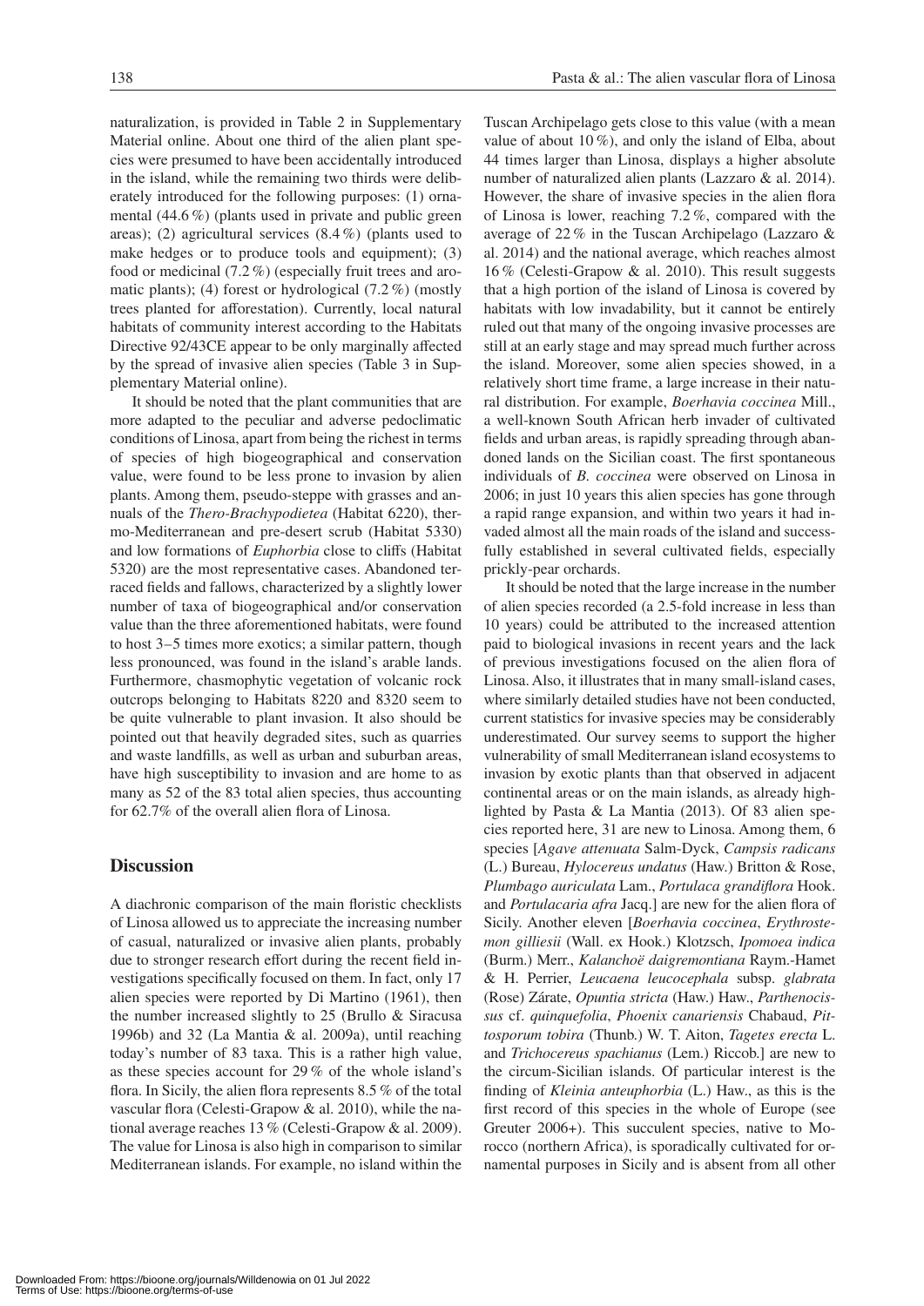naturalization, is provided in Table 2 in Supplementary Material online. About one third of the alien plant species were presumed to have been accidentally introduced in the island, while the remaining two thirds were deliberately introduced for the following purposes: (1) ornamental (44.6 %) (plants used in private and public green areas); (2) agricultural services (8.4 %) (plants used to make hedges or to produce tools and equipment); (3) food or medicinal (7.2 %) (especially fruit trees and aromatic plants); (4) forest or hydrological (7.2 %) (mostly trees planted for afforestation). Currently, local natural habitats of community interest according to the Habitats Directive 92/43CE appear to be only marginally affected by the spread of invasive alien species (Table 3 in Supplementary Material online).

It should be noted that the plant communities that are more adapted to the peculiar and adverse pedoclimatic conditions of Linosa, apart from being the richest in terms of species of high biogeographical and conservation value, were found to be less prone to invasion by alien plants. Among them, pseudo-steppe with grasses and annuals of the *Thero-Brachypodietea* (Habitat 6220), thermo-Mediterranean and pre-desert scrub (Habitat 5330) and low formations of *Euphorbia* close to cliffs (Habitat 5320) are the most representative cases. Abandoned terraced fields and fallows, characterized by a slightly lower number of taxa of biogeographical and/or conservation value than the three aforementioned habitats, were found to host 3–5 times more exotics; a similar pattern, though less pronounced, was found in the island's arable lands. Furthermore, chasmophytic vegetation of volcanic rock outcrops belonging to Habitats 8220 and 8320 seem to be quite vulnerable to plant invasion. It also should be pointed out that heavily degraded sites, such as quarries and waste landfills, as well as urban and suburban areas, have high susceptibility to invasion and are home to as many as 52 of the 83 total alien species, thus accounting for 62.7% of the overall alien flora of Linosa.

## Discussion

A diachronic comparison of the main floristic checklists of Linosa allowed us to appreciate the increasing number of casual, naturalized or invasive alien plants, probably due to stronger research effort during the recent field investigations specifically focused on them. In fact, only 17 alien species were reported by Di Martino (1961), then the number increased slightly to 25 (Brullo & Siracusa 1996b) and 32 (La Mantia & al. 2009a), until reaching today's number of 83 taxa. This is a rather high value, as these species account for 29 % of the whole island's flora. In Sicily, the alien flora represents 8.5 % of the total vascular flora (Celesti-Grapow & al. 2010), while the national average reaches 13 % (Celesti-Grapow & al. 2009). The value for Linosa is also high in comparison to similar Mediterranean islands. For example, no island within the Tuscan Archipelago gets close to this value (with a mean value of about 10 %), and only the island of Elba, about 44 times larger than Linosa, displays a higher absolute number of naturalized alien plants (Lazzaro & al. 2014). However, the share of invasive species in the alien flora of Linosa is lower, reaching 7.2 %, compared with the average of 22 % in the Tuscan Archipelago (Lazzaro & al. 2014) and the national average, which reaches almost 16 % (Celesti-Grapow & al. 2010). This result suggests that a high portion of the island of Linosa is covered by habitats with low invadability, but it cannot be entirely ruled out that many of the ongoing invasive processes are still at an early stage and may spread much further across the island. Moreover, some alien species showed, in a relatively short time frame, a large increase in their natural distribution. For example, *Boerhavia coccinea* Mill., a well-known South African herb invader of cultivated fields and urban areas, is rapidly spreading through abandoned lands on the Sicilian coast. The first spontaneous individuals of *B. coccinea* were observed on Linosa in 2006; in just 10 years this alien species has gone through a rapid range expansion, and within two years it had invaded almost all the main roads of the island and successfully established in several cultivated fields, especially prickly-pear orchards.

It should be noted that the large increase in the number of alien species recorded (a 2.5-fold increase in less than 10 years) could be attributed to the increased attention paid to biological invasions in recent years and the lack of previous investigations focused on the alien flora of Linosa. Also, it illustrates that in many small-island cases, where similarly detailed studies have not been conducted, current statistics for invasive species may be considerably underestimated. Our survey seems to support the higher vulnerability of small Mediterranean island ecosystems to invasion by exotic plants than that observed in adjacent continental areas or on the main islands, as already highlighted by Pasta & La Mantia (2013). Of 83 alien species reported here, 31 are new to Linosa. Among them, 6 species [*Agave attenuata* Salm-Dyck, *Campsis radicans* (L.) Bureau, *Hylocereus undatus* (Haw.) Britton & Rose, *Plumbago auriculata* Lam., *Portulaca grandiflora* Hook. and *Portulacaria afra* Jacq.] are new for the alien flora of Sicily. Another eleven [*Boerhavia coccinea*, *Erythrostemon gilliesii* (Wall. ex Hook.) Klotzsch, *Ipomoea indica* (Burm.) Merr., *Kalanchoë daigremontiana* Raym.-Hamet & H. Perrier, *Leucaena leucocephala* subsp. *glabrata* (Rose) Zárate, *Opuntia stricta* (Haw.) Haw., *Parthenocissus* cf. *quinquefolia*, *Phoenix canariensis* Chabaud, *Pittosporum tobira* (Thunb.) W. T. Aiton, *Tagetes erecta* L. and *Trichocereus spachianus* (Lem.) Riccob.] are new to the circum-Sicilian islands. Of particular interest is the finding of *Kleinia anteuphorbia* (L.) Haw., as this is the first record of this species in the whole of Europe (see Greuter 2006+). This succulent species, native to Morocco (northern Africa), is sporadically cultivated for ornamental purposes in Sicily and is absent from all other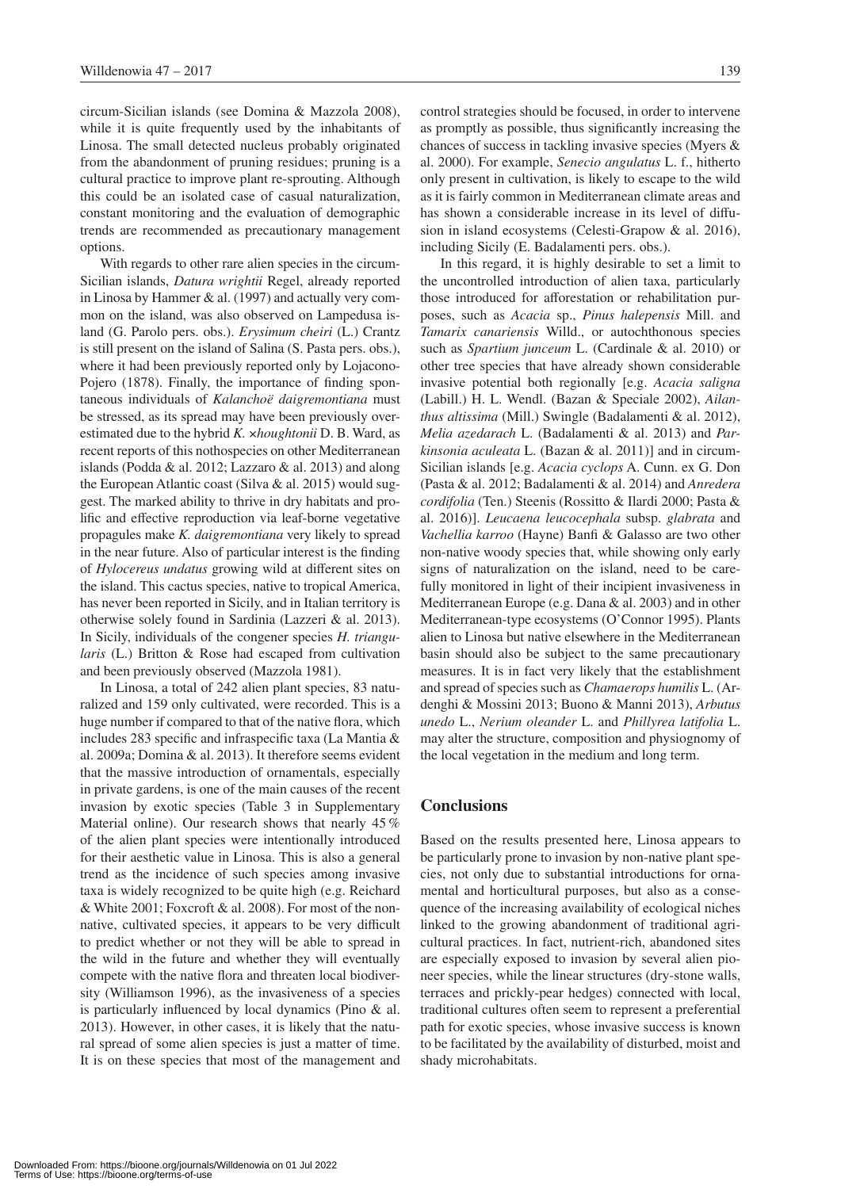circum-Sicilian islands (see Domina & Mazzola 2008), while it is quite frequently used by the inhabitants of Linosa. The small detected nucleus probably originated from the abandonment of pruning residues; pruning is a cultural practice to improve plant re-sprouting. Although this could be an isolated case of casual naturalization, constant monitoring and the evaluation of demographic trends are recommended as precautionary management options.

With regards to other rare alien species in the circum-Sicilian islands, *Datura wrightii* Regel, already reported in Linosa by Hammer & al. (1997) and actually very common on the island, was also observed on Lampedusa island (G. Parolo pers. obs.). *Erysimum cheiri* (L.) Crantz is still present on the island of Salina (S. Pasta pers. obs.), where it had been previously reported only by Lojacono-Pojero (1878). Finally, the importance of finding spontaneous individuals of *Kalanchoë daigremontiana* must be stressed, as its spread may have been previously overestimated due to the hybrid *K.* ×*houghtonii* D. B. Ward, as recent reports of this nothospecies on other Mediterranean islands (Podda & al. 2012; Lazzaro & al. 2013) and along the European Atlantic coast (Silva & al. 2015) would suggest. The marked ability to thrive in dry habitats and prolific and effective reproduction via leaf-borne vegetative propagules make *K. daigremontiana* very likely to spread in the near future. Also of particular interest is the finding of *Hylocereus undatus* growing wild at different sites on the island. This cactus species, native to tropical America, has never been reported in Sicily, and in Italian territory is otherwise solely found in Sardinia (Lazzeri & al. 2013). In Sicily, individuals of the congener species *H. triangularis* (L.) Britton & Rose had escaped from cultivation and been previously observed (Mazzola 1981).

In Linosa, a total of 242 alien plant species, 83 naturalized and 159 only cultivated, were recorded. This is a huge number if compared to that of the native flora, which includes 283 specific and infraspecific taxa (La Mantia & al. 2009a; Domina & al. 2013). It therefore seems evident that the massive introduction of ornamentals, especially in private gardens, is one of the main causes of the recent invasion by exotic species (Table 3 in Supplementary Material online). Our research shows that nearly 45 % of the alien plant species were intentionally introduced for their aesthetic value in Linosa. This is also a general trend as the incidence of such species among invasive taxa is widely recognized to be quite high (e.g. Reichard & White 2001; Foxcroft & al. 2008). For most of the non-native, cultivated species, it appears to be very difficult to predict whether or not they will be able to spread in the wild in the future and whether they will eventually compete with the native flora and threaten local biodiversity (Williamson 1996), as the invasiveness of a species is particularly influenced by local dynamics (Pino & al. 2013). However, in other cases, it is likely that the natural spread of some alien species is just a matter of time. It is on these species that most of the management and control strategies should be focused, in order to intervene as promptly as possible, thus significantly increasing the chances of success in tackling invasive species (Myers & al. 2000). For example, *Senecio angulatus* L. f., hitherto only present in cultivation, is likely to escape to the wild as it is fairly common in Mediterranean climate areas and has shown a considerable increase in its level of diffusion in island ecosystems (Celesti-Grapow & al. 2016), including Sicily (E. Badalamenti pers. obs.).

In this regard, it is highly desirable to set a limit to the uncontrolled introduction of alien taxa, particularly those introduced for afforestation or rehabilitation purposes, such as *Acacia* sp., *Pinus halepensis* Mill. and *Tamarix canariensis* Willd., or autochthonous species such as *Spartium junceum* L. (Cardinale & al. 2010) or other tree species that have already shown considerable invasive potential both regionally [e.g. *Acacia saligna* (Labill.) H. L. Wendl. (Bazan & Speciale 2002), *Ailanthus altissima* (Mill.) Swingle (Badalamenti & al. 2012), *Melia azedarach* L. (Badalamenti & al. 2013) and *Parkinsonia aculeata* L. (Bazan & al. 2011)] and in circum-Sicilian islands [e.g. *Acacia cyclops* A. Cunn. ex G. Don (Pasta & al. 2012; Badalamenti & al. 2014) and *Anredera cordifolia* (Ten.) Steenis (Rossitto & Ilardi 2000; Pasta & al. 2016)]. *Leucaena leucocephala* subsp. *glabrata* and *Vachellia karroo* (Hayne) Banfi & Galasso are two other non-native woody species that, while showing only early signs of naturalization on the island, need to be carefully monitored in light of their incipient invasiveness in Mediterranean Europe (e.g. Dana & al. 2003) and in other Mediterranean-type ecosystems (O'Connor 1995). Plants alien to Linosa but native elsewhere in the Mediterranean basin should also be subject to the same precautionary measures. It is in fact very likely that the establishment and spread of species such as *Chamaerops humilis* L. (Ardenghi & Mossini 2013; Buono & Manni 2013), *Arbutus unedo* L., *Nerium oleander* L. and *Phillyrea latifolia* L. may alter the structure, composition and physiognomy of the local vegetation in the medium and long term.

## Conclusions

Based on the results presented here, Linosa appears to be particularly prone to invasion by non-native plant species, not only due to substantial introductions for ornamental and horticultural purposes, but also as a consequence of the increasing availability of ecological niches linked to the growing abandonment of traditional agricultural practices. In fact, nutrient-rich, abandoned sites are especially exposed to invasion by several alien pioneer species, while the linear structures (dry-stone walls, terraces and prickly-pear hedges) connected with local, traditional cultures often seem to represent a preferential path for exotic species, whose invasive success is known to be facilitated by the availability of disturbed, moist and shady microhabitats.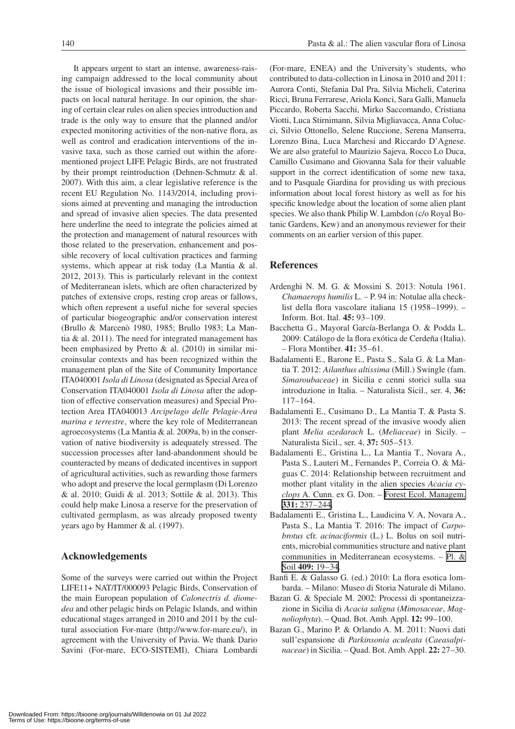It appears urgent to start an intense, awareness-raising campaign addressed to the local community about the issue of biological invasions and their possible impacts on local natural heritage. In our opinion, the sharing of certain clear rules on alien species introduction and trade is the only way to ensure that the planned and/or expected monitoring activities of the non-native flora, as well as control and eradication interventions of the invasive taxa, such as those carried out within the aforementioned project LIFE Pelagic Birds, are not frustrated by their prompt reintroduction (Dehnen-Schmutz & al. 2007). With this aim, a clear legislative reference is the recent EU Regulation No. 1143/2014, including provisions aimed at preventing and managing the introduction and spread of invasive alien species. The data presented here underline the need to integrate the policies aimed at the protection and management of natural resources with those related to the preservation, enhancement and possible recovery of local cultivation practices and farming systems, which appear at risk today (La Mantia & al. 2012, 2013). This is particularly relevant in the context of Mediterranean islets, which are often characterized by patches of extensive crops, resting crop areas or fallows, which often represent a useful niche for several species of particular biogeographic and/or conservation interest (Brullo & Marcenò 1980, 1985; Brullo 1983; La Mantia & al. 2011). The need for integrated management has been emphasized by Pretto & al. (2010) in similar microinsular contexts and has been recognized within the management plan of the Site of Community Importance ITA040001 *Isola di Linosa* (designated as Special Area of Conservation ITA040001 *Isola di Linosa* after the adoption of effective conservation measures) and Special Protection Area ITA040013 *Arcipelago delle Pelagie-Area marina e terrestre*, where the key role of Mediterranean agroecosystems (La Mantia & al. 2009a, b) in the conservation of native biodiversity is adequately stressed. The succession processes after land-abandonment should be counteracted by means of dedicated incentives in support of agricultural activities, such as rewarding those farmers who adopt and preserve the local germplasm (Di Lorenzo & al. 2010; Guidi & al. 2013; Sottile & al. 2013). This could help make Linosa a reserve for the preservation of cultivated germplasm, as was already proposed twenty years ago by Hammer & al. (1997).

## Acknowledgements

Some of the surveys were carried out within the Project LIFE11+ NAT/IT/000093 Pelagic Birds, Conservation of the main European population of *Calonectris d. diomedea* and other pelagic birds on Pelagic Islands, and within educational stages arranged in 2010 and 2011 by the cultural association For-mare (http://www.for-mare.eu/), in agreement with the University of Pavia. We thank Dario Savini (For-mare, ECO-SISTEMI), Chiara Lombardi (For-mare, ENEA) and the University's students, who contributed to data-collection in Linosa in 2010 and 2011: Aurora Conti, Stefania Dal Pra, Silvia Micheli, Caterina Ricci, Bruna Ferrarese, Ariola Konci, Sara Galli, Manuela Piccardo, Roberta Sacchi, Mirko Saccomando, Cristiana Viotti, Luca Stirnimann, Silvia Migliavacca, Anna Colucci, Silvio Ottonello, Selene Ruccione, Serena Manserra, Lorenzo Bina, Luca Marchesi and Riccardo D'Agnese. We are also grateful to Maurizio Sajeva, Rocco Lo Duca, Camillo Cusimano and Giovanna Sala for their valuable support in the correct identification of some new taxa, and to Pasquale Giardina for providing us with precious information about local forest history as well as for his specific knowledge about the location of some alien plant species. We also thank Philip W. Lambdon (c/o Royal Botanic Gardens, Kew) and an anonymous reviewer for their comments on an earlier version of this paper.

## References

Ardenghi N. M. G. & Mossini S. 2013: Notula 1961. *Chamaerops humilis* L. – P. 94 in: Notulae alla checklist della flora vascolare italiana 15 (1958–1999). – Inform. Bot. Ital. **45:** 93–109.

Bacchetta G., Mayoral García-Berlanga O. & Podda L. 2009: Catálogo de la flora exótica de Cerdeña (Italia). – Flora Montiber. **41:** 35–61.

Badalamenti E., Barone E., Pasta S., Sala G. & La Mantia T. 2012: *Ailanthus altissima* (Mill.) Swingle (fam. *Simaroubaceae*) in Sicilia e cenni storici sulla sua introduzione in Italia. – Naturalista Sicil., ser. 4, **36:** 117–164.

Badalamenti E., Cusimano D., La Mantia T. & Pasta S. 2013: The recent spread of the invasive woody alien plant *Melia azedarach* L. (*Meliaceae*) in Sicily. – Naturalista Sicil., ser. 4, **37:** 505–513.

Badalamenti E., Gristina L., La Mantia T., Novara A., Pasta S., Lauteri M., Fernandes P., Correia O. & Máguas C. 2014: Relationship between recruitment and mother plant vitality in the alien species *Acacia cyclops* A. Cunn. ex G. Don. – Forest Ecol. Managem. **331:** 237–244.

Badalamenti E., Gristina L., Laudicina V. A, Novara A., Pasta S., La Mantia T. 2016: The impact of *Carpobrotus* cfr. *acinaciformis* (L.) L. Bolus on soil nutrients, microbial communities structure and native plant communities in Mediterranean ecosystems. – Pl. & Soil **409:** 19–34.

Banfi E. & Galasso G. (ed.) 2010: La flora esotica lombarda. – Milano: Museo di Storia Naturale di Milano.

Bazan G. & Speciale M. 2002: Processi di spontaneizzazione in Sicilia di *Acacia saligna* (*Mimosaceae*, *Magnoliophyta*). – Quad. Bot. Amb. Appl. **12:** 99–100.

Bazan G., Marino P. & Orlando A. M. 2011: Nuovi dati sull'espansione di *Parkinsonia aculeata* (*Caesalpinaceae*) in Sicilia. – Quad. Bot. Amb. Appl. **22:** 27–30.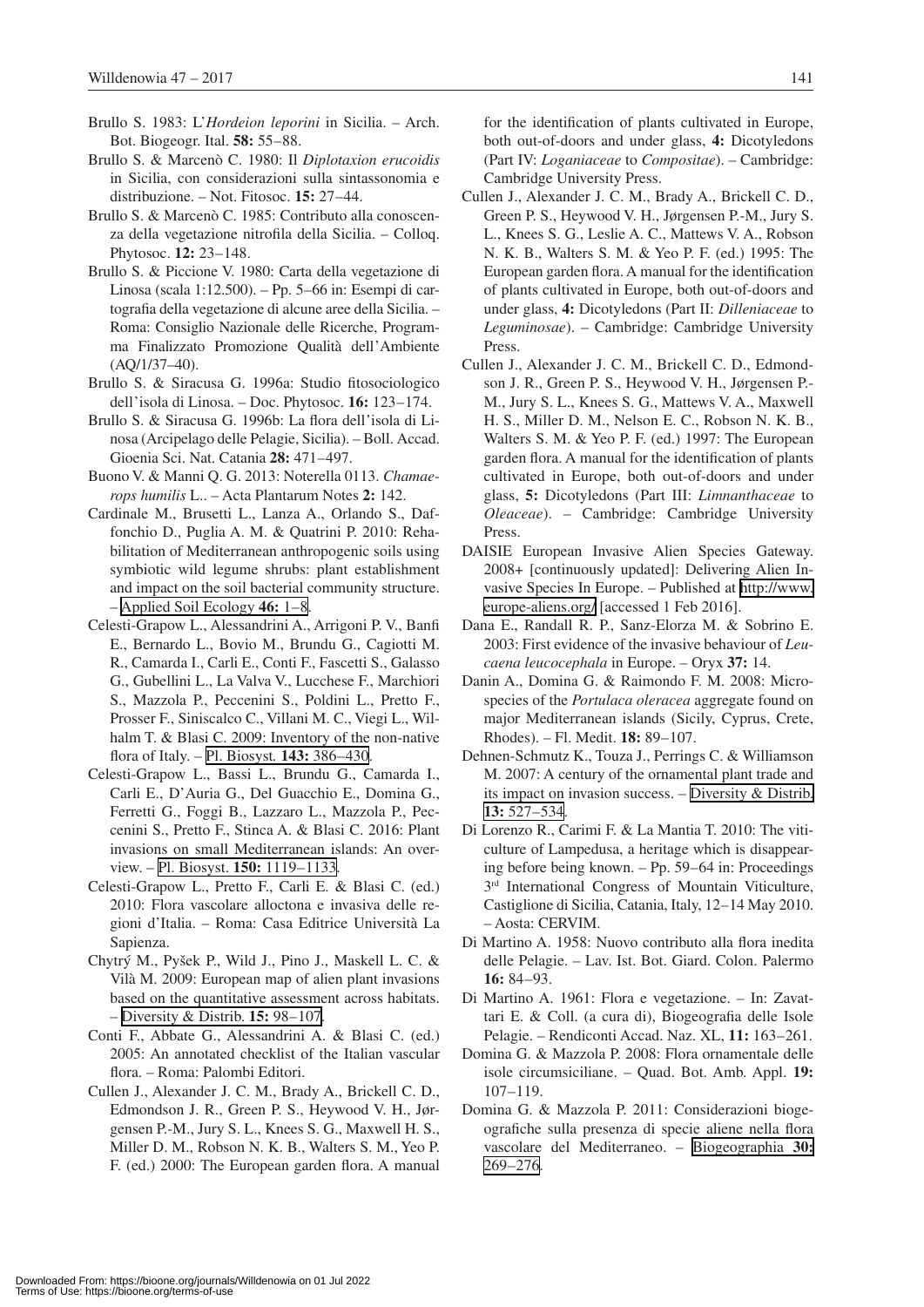Brullo S. 1983: L'*Hordeion leporini* in Sicilia. – Arch. Bot. Biogeogr. Ital. **58:** 55–88.

Brullo S. & Marcenò C. 1980: Il *Diplotaxion erucoidis* in Sicilia, con considerazioni sulla sintassonomia e distribuzione. – Not. Fitosoc. **15:** 27–44.

Brullo S. & Marcenò C. 1985: Contributo alla conoscenza della vegetazione nitrofila della Sicilia. – Colloq. Phytosoc. **12:** 23–148.

Brullo S. & Piccione V. 1980: Carta della vegetazione di Linosa (scala 1:12.500). – Pp. 5–66 in: Esempi di cartografia della vegetazione di alcune aree della Sicilia. – Roma: Consiglio Nazionale delle Ricerche, Programma Finalizzato Promozione Qualità dell'Ambiente (AQ/1/37–40).

Brullo S. & Siracusa G. 1996a: Studio fitosociologico dell'isola di Linosa. – Doc. Phytosoc. **16:** 123–174.

Brullo S. & Siracusa G. 1996b: La flora dell'isola di Linosa (Arcipelago delle Pelagie, Sicilia). – Boll. Accad. Gioenia Sci. Nat. Catania **28:** 471–497.

Buono V. & Manni Q. G. 2013: Noterella 0113. *Chamaerops humilis* L.. – Acta Plantarum Notes **2:** 142.

Cardinale M., Brusetti L., Lanza A., Orlando S., Daffonchio D., Puglia A. M. & Quatrini P. 2010: Rehabilitation of Mediterranean anthropogenic soils using symbiotic wild legume shrubs: plant establishment and impact on the soil bacterial community structure. – Applied Soil Ecology **46:** 1–8.

Celesti-Grapow L., Alessandrini A., Arrigoni P. V., Banfi E., Bernardo L., Bovio M., Brundu G., Cagiotti M. R., Camarda I., Carli E., Conti F., Fascetti S., Galasso G., Gubellini L., La Valva V., Lucchese F., Marchiori S., Mazzola P., Peccenini S., Poldini L., Pretto F., Prosser F., Siniscalco C., Villani M. C., Viegi L., Wilhalm T. & Blasi C. 2009: Inventory of the non-native flora of Italy. – Pl. Biosyst. **143:** 386–430.

Celesti-Grapow L., Bassi L., Brundu G., Camarda I., Carli E., D'Auria G., Del Guacchio E., Domina G., Ferretti G., Foggi B., Lazzaro L., Mazzola P., Peccenini S., Pretto F., Stinca A. & Blasi C. 2016: Plant invasions on small Mediterranean islands: An overview. – Pl. Biosyst. **150:** 1119–1133.

Celesti-Grapow L., Pretto F., Carli E. & Blasi C. (ed.) 2010: Flora vascolare alloctona e invasiva delle regioni d'Italia. – Roma: Casa Editrice Università La Sapienza.

Chytrý M., Pyšek P., Wild J., Pino J., Maskell L. C. & Vilà M. 2009: European map of alien plant invasions based on the quantitative assessment across habitats. – Diversity & Distrib. **15:** 98–107.

Conti F., Abbate G., Alessandrini A. & Blasi C. (ed.) 2005: An annotated checklist of the Italian vascular flora. – Roma: Palombi Editori.

Cullen J., Alexander J. C. M., Brady A., Brickell C. D., Edmondson J. R., Green P. S., Heywood V. H., Jørgensen P.-M., Jury S. L., Knees S. G., Maxwell H. S., Miller D. M., Robson N. K. B., Walters S. M., Yeo P. F. (ed.) 2000: The European garden flora. A manual for the identification of plants cultivated in Europe, both out-of-doors and under glass, **4:** Dicotyledons (Part IV: *Loganiaceae* to *Compositae*). – Cambridge: Cambridge University Press.

Cullen J., Alexander J. C. M., Brady A., Brickell C. D., Green P. S., Heywood V. H., Jørgensen P.-M., Jury S. L., Knees S. G., Leslie A. C., Mattews V. A., Robson N. K. B., Walters S. M. & Yeo P. F. (ed.) 1995: The European garden flora. A manual for the identification of plants cultivated in Europe, both out-of-doors and under glass, **4:** Dicotyledons (Part II: *Dilleniaceae* to *Leguminosae*). – Cambridge: Cambridge University Press.

Cullen J., Alexander J. C. M., Brickell C. D., Edmondson J. R., Green P. S., Heywood V. H., Jørgensen P.-M., Jury S. L., Knees S. G., Mattews V. A., Maxwell H. S., Miller D. M., Nelson E. C., Robson N. K. B., Walters S. M. & Yeo P. F. (ed.) 1997: The European garden flora. A manual for the identification of plants cultivated in Europe, both out-of-doors and under glass, **5:** Dicotyledons (Part III: *Limnanthaceae* to *Oleaceae*). – Cambridge: Cambridge University Press.

DAISIE European Invasive Alien Species Gateway. 2008+ [continuously updated]: Delivering Alien Invasive Species In Europe. – Published at http://www.europe-aliens.org/ [accessed 1 Feb 2016].

Dana E., Randall R. P., Sanz-Elorza M. & Sobrino E. 2003: First evidence of the invasive behaviour of *Leucaena leucocephala* in Europe. – Oryx **37:** 14.

Danin A., Domina G. & Raimondo F. M. 2008: Microspecies of the *Portulaca oleracea* aggregate found on major Mediterranean islands (Sicily, Cyprus, Crete, Rhodes). – Fl. Medit. **18:** 89–107.

Dehnen-Schmutz K., Touza J., Perrings C. & Williamson M. 2007: A century of the ornamental plant trade and its impact on invasion success. – Diversity & Distrib. **13:** 527–534.

Di Lorenzo R., Carimi F. & La Mantia T. 2010: The viticulture of Lampedusa, a heritage which is disappearing before being known. – Pp. 59–64 in: Proceedings 3rd International Congress of Mountain Viticulture, Castiglione di Sicilia, Catania, Italy, 12–14 May 2010. – Aosta: CERVIM.

Di Martino A. 1958: Nuovo contributo alla flora inedita delle Pelagie. – Lav. Ist. Bot. Giard. Colon. Palermo **16:** 84–93.

Di Martino A. 1961: Flora e vegetazione. – In: Zavattari E. & Coll. (a cura di), Biogeografia delle Isole Pelagie. – Rendiconti Accad. Naz. XL, **11:** 163–261.

Domina G. & Mazzola P. 2008: Flora ornamentale delle isole circumsiciliane. – Quad. Bot. Amb. Appl. **19:** 107–119.

Domina G. & Mazzola P. 2011: Considerazioni biogeografiche sulla presenza di specie aliene nella flora vascolare del Mediterraneo. – Biogeographia **30:** 269–276.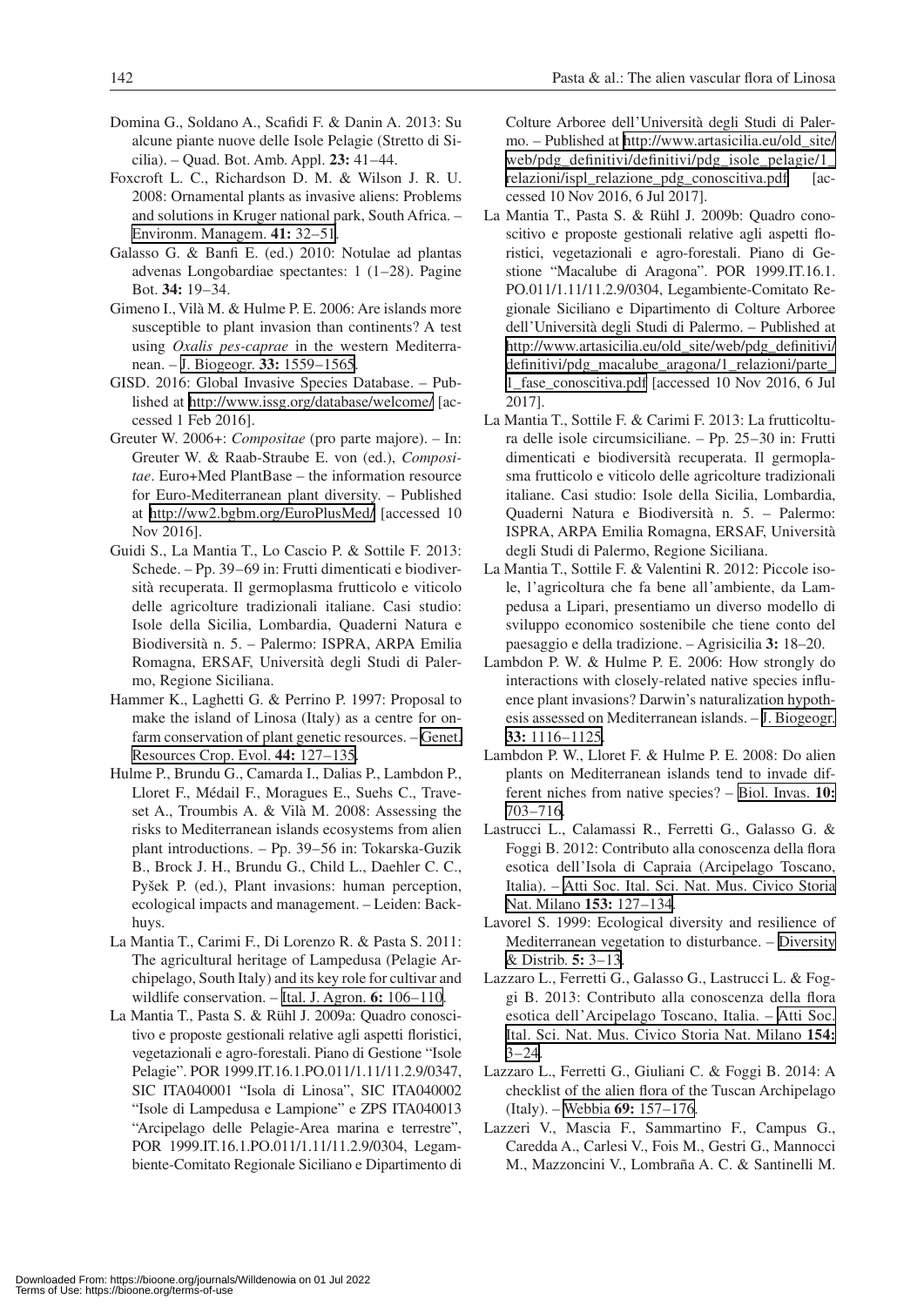Domina G., Soldano A., Scafidi F. & Danin A. 2013: Su alcune piante nuove delle Isole Pelagie (Stretto di Sicilia). – Quad. Bot. Amb. Appl. **23:** 41–44.

Foxcroft L. C., Richardson D. M. & Wilson J. R. U. 2008: Ornamental plants as invasive aliens: Problems and solutions in Kruger national park, South Africa. – Environm. Managem. **41:** 32–51.

Galasso G. & Banfi E. (ed.) 2010: Notulae ad plantas advenas Longobardiae spectantes: 1 (1–28). Pagine Bot. **34:** 19–34.

Gimeno I., Vilà M. & Hulme P. E. 2006: Are islands more susceptible to plant invasion than continents? A test using *Oxalis pes-caprae* in the western Mediterranean. – J. Biogeogr. **33:** 1559–1565.

GISD. 2016: Global Invasive Species Database. – Published at http://www.issg.org/database/welcome/ [accessed 1 Feb 2016].

Greuter W. 2006+: *Compositae* (pro parte majore). – In: Greuter W. & Raab-Straube E. von (ed.), *Compositae*. Euro+Med PlantBase – the information resource for Euro-Mediterranean plant diversity. – Published at http://ww2.bgbm.org/EuroPlusMed/ [accessed 10 Nov 2016].

Guidi S., La Mantia T., Lo Cascio P. & Sottile F. 2013: Schede. – Pp. 39–69 in: Frutti dimenticati e biodiversità recuperata. Il germoplasma frutticolo e viticolo delle agricolture tradizionali italiane. Casi studio: Isole della Sicilia, Lombardia, Quaderni Natura e Biodiversità n. 5. – Palermo: ISPRA, ARPA Emilia Romagna, ERSAF, Università degli Studi di Palermo, Regione Siciliana.

Hammer K., Laghetti G. & Perrino P. 1997: Proposal to make the island of Linosa (Italy) as a centre for on-farm conservation of plant genetic resources. – Genet. Resources Crop. Evol. **44:** 127–135.

Hulme P., Brundu G., Camarda I., Dalias P., Lambdon P., Lloret F., Médail F., Moragues E., Suehs C., Traveset A., Troumbis A. & Vilà M. 2008: Assessing the risks to Mediterranean islands ecosystems from alien plant introductions. – Pp. 39–56 in: Tokarska-Guzik B., Brock J. H., Brundu G., Child L., Daehler C. C., Pyšek P. (ed.), Plant invasions: human perception, ecological impacts and management. – Leiden: Backhuys.

La Mantia T., Carimi F., Di Lorenzo R. & Pasta S. 2011: The agricultural heritage of Lampedusa (Pelagie Archipelago, South Italy) and its key role for cultivar and wildlife conservation. – Ital. J. Agron. **6:** 106–110.

La Mantia T., Pasta S. & Rühl J. 2009a: Quadro conoscitivo e proposte gestionali relative agli aspetti floristici, vegetazionali e agro-forestali. Piano di Gestione "Isole Pelagie". POR 1999.IT.16.1.PO.011/1.11/11.2.9/0347, SIC ITA040001 "Isola di Linosa", SIC ITA040002 "Isole di Lampedusa e Lampione" e ZPS ITA040013 "Arcipelago delle Pelagie-Area marina e terrestre", POR 1999.IT.16.1.PO.011/1.11/11.2.9/0304, Legambiente-Comitato Regionale Siciliano e Dipartimento di Colture Arboree dell'Università degli Studi di Palermo. – Published at http://www.artasicilia.eu/old_site/web/pdg_definitivi/definitivi/pdg_isole_pelagie/1_relazioni/ispl_relazione_pdg_conoscitiva.pdf [accessed 10 Nov 2016, 6 Jul 2017].

La Mantia T., Pasta S. & Rühl J. 2009b: Quadro conoscitivo e proposte gestionali relative agli aspetti floristici, vegetazionali e agro-forestali. Piano di Gestione "Macalube di Aragona". POR 1999.IT.16.1.PO.011/1.11/11.2.9/0304, Legambiente-Comitato Regionale Siciliano e Dipartimento di Colture Arboree dell'Università degli Studi di Palermo. – Published at http://www.artasicilia.eu/old_site/web/pdg_definitivi/definitivi/pdg_macalube_aragona/1_relazioni/parte_1_fase_conoscitiva.pdf [accessed 10 Nov 2016, 6 Jul 2017].

La Mantia T., Sottile F. & Carimi F. 2013: La frutticoltura delle isole circumsiciliane. – Pp. 25–30 in: Frutti dimenticati e biodiversità recuperata. Il germoplasma frutticolo e viticolo delle agricolture tradizionali italiane. Casi studio: Isole della Sicilia, Lombardia, Quaderni Natura e Biodiversità n. 5. – Palermo: ISPRA, ARPA Emilia Romagna, ERSAF, Università degli Studi di Palermo, Regione Siciliana.

La Mantia T., Sottile F. & Valentini R. 2012: Piccole isole, l'agricoltura che fa bene all'ambiente, da Lampedusa a Lipari, presentiamo un diverso modello di sviluppo economico sostenibile che tiene conto del paesaggio e della tradizione. – Agrisicilia **3:** 18–20.

Lambdon P. W. & Hulme P. E. 2006: How strongly do interactions with closely-related native species influence plant invasions? Darwin's naturalization hypothesis assessed on Mediterranean islands. – J. Biogeogr. **33:** 1116–1125.

Lambdon P. W., Lloret F. & Hulme P. E. 2008: Do alien plants on Mediterranean islands tend to invade different niches from native species? – Biol. Invas. **10:** 703–716.

Lastrucci L., Calamassi R., Ferretti G., Galasso G. & Foggi B. 2012: Contributo alla conoscenza della flora esotica dell'Isola di Capraia (Arcipelago Toscano, Italia). – Atti Soc. Ital. Sci. Nat. Mus. Civico Storia Nat. Milano **153:** 127–134.

Lavorel S. 1999: Ecological diversity and resilience of Mediterranean vegetation to disturbance. – Diversity & Distrib. **5:** 3–13.

Lazzaro L., Ferretti G., Galasso G., Lastrucci L. & Foggi B. 2013: Contributo alla conoscenza della flora esotica dell'Arcipelago Toscano, Italia. – Atti Soc. Ital. Sci. Nat. Mus. Civico Storia Nat. Milano **154:** 3–24.

Lazzaro L., Ferretti G., Giuliani C. & Foggi B. 2014: A checklist of the alien flora of the Tuscan Archipelago (Italy). – Webbia **69:** 157–176.

Lazzeri V., Mascia F., Sammartino F., Campus G., Caredda A., Carlesi V., Fois M., Gestri G., Mannocci M., Mazzoncini V., Lombraña A. C. & Santinelli M.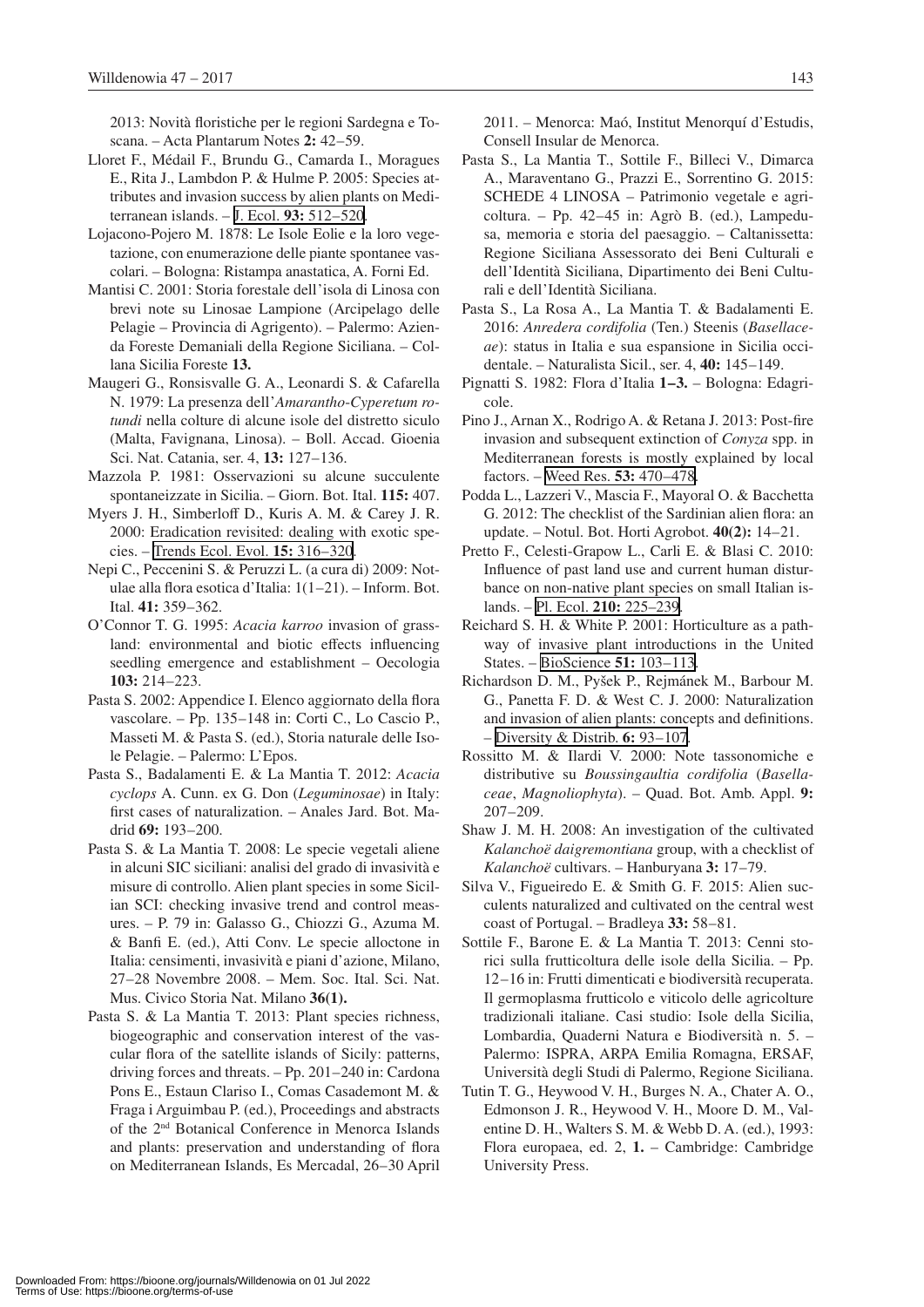2013: Novità floristiche per le regioni Sardegna e Toscana. – Acta Plantarum Notes **2:** 42–59.

Lloret F., Médail F., Brundu G., Camarda I., Moragues E., Rita J., Lambdon P. & Hulme P. 2005: Species attributes and invasion success by alien plants on Mediterranean islands. – J. Ecol. **93:** 512–520.

Lojacono-Pojero M. 1878: Le Isole Eolie e la loro vegetazione, con enumerazione delle piante spontanee vascolari. – Bologna: Ristampa anastatica, A. Forni Ed.

Mantisi C. 2001: Storia forestale dell'isola di Linosa con brevi note su Linosae Lampione (Arcipelago delle Pelagie – Provincia di Agrigento). – Palermo: Azienda Foreste Demaniali della Regione Siciliana. – Collana Sicilia Foreste **13.**

Maugeri G., Ronsisvalle G. A., Leonardi S. & Cafarella N. 1979: La presenza dell'*Amarantho-Cyperetum rotundi* nella colture di alcune isole del distretto siculo (Malta, Favignana, Linosa). – Boll. Accad. Gioenia Sci. Nat. Catania, ser. 4, **13:** 127–136.

Mazzola P. 1981: Osservazioni su alcune succulente spontaneizzate in Sicilia. – Giorn. Bot. Ital. **115:** 407.

Myers J. H., Simberloff D., Kuris A. M. & Carey J. R. 2000: Eradication revisited: dealing with exotic species. – Trends Ecol. Evol. **15:** 316–320.

Nepi C., Peccenini S. & Peruzzi L. (a cura di) 2009: Notulae alla flora esotica d'Italia: 1(1–21). – Inform. Bot. Ital. **41:** 359–362.

O'Connor T. G. 1995: *Acacia karroo* invasion of grassland: environmental and biotic effects influencing seedling emergence and establishment – Oecologia **103:** 214–223.

Pasta S. 2002: Appendice I. Elenco aggiornato della flora vascolare. – Pp. 135–148 in: Corti C., Lo Cascio P., Masseti M. & Pasta S. (ed.), Storia naturale delle Isole Pelagie. – Palermo: L'Epos.

Pasta S., Badalamenti E. & La Mantia T. 2012: *Acacia cyclops* A. Cunn. ex G. Don (*Leguminosae*) in Italy: first cases of naturalization. – Anales Jard. Bot. Madrid **69:** 193–200.

Pasta S. & La Mantia T. 2008: Le specie vegetali aliene in alcuni SIC siciliani: analisi del grado di invasività e misure di controllo. Alien plant species in some Sicilian SCI: checking invasive trend and control measures. – P. 79 in: Galasso G., Chiozzi G., Azuma M. & Banfi E. (ed.), Atti Conv. Le specie alloctone in Italia: censimenti, invasività e piani d'azione, Milano, 27–28 Novembre 2008. – Mem. Soc. Ital. Sci. Nat. Mus. Civico Storia Nat. Milano **36(1).**

Pasta S. & La Mantia T. 2013: Plant species richness, biogeographic and conservation interest of the vascular flora of the satellite islands of Sicily: patterns, driving forces and threats. – Pp. 201–240 in: Cardona Pons E., Estaun Clariso I., Comas Casademont M. & Fraga i Arguimbau P. (ed.), Proceedings and abstracts of the 2nd Botanical Conference in Menorca Islands and plants: preservation and understanding of flora on Mediterranean Islands, Es Mercadal, 26–30 April 2011. – Menorca: Maó, Institut Menorquí d'Estudis, Consell Insular de Menorca.

Pasta S., La Mantia T., Sottile F., Billeci V., Dimarca A., Maraventano G., Prazzi E., Sorrentino G. 2015: SCHEDE 4 LINOSA – Patrimonio vegetale e agricoltura. – Pp. 42–45 in: Agrò B. (ed.), Lampedusa, memoria e storia del paesaggio. – Caltanissetta: Regione Siciliana Assessorato dei Beni Culturali e dell'Identità Siciliana, Dipartimento dei Beni Culturali e dell'Identità Siciliana.

Pasta S., La Rosa A., La Mantia T. & Badalamenti E. 2016: *Anredera cordifolia* (Ten.) Steenis (*Basellaceae*): status in Italia e sua espansione in Sicilia occidentale. – Naturalista Sicil., ser. 4, **40:** 145–149.

Pignatti S. 1982: Flora d'Italia **1–3.** – Bologna: Edagricole.

Pino J., Arnan X., Rodrigo A. & Retana J. 2013: Post-fire invasion and subsequent extinction of *Conyza* spp. in Mediterranean forests is mostly explained by local factors. – Weed Res. **53:** 470–478.

Podda L., Lazzeri V., Mascia F., Mayoral O. & Bacchetta G. 2012: The checklist of the Sardinian alien flora: an update. – Notul. Bot. Horti Agrobot. **40(2):** 14–21.

Pretto F., Celesti-Grapow L., Carli E. & Blasi C. 2010: Influence of past land use and current human disturbance on non-native plant species on small Italian islands. – Pl. Ecol. **210:** 225–239.

Reichard S. H. & White P. 2001: Horticulture as a pathway of invasive plant introductions in the United States. – BioScience **51:** 103–113.

Richardson D. M., Pyšek P., Rejmánek M., Barbour M. G., Panetta F. D. & West C. J. 2000: Naturalization and invasion of alien plants: concepts and definitions. – Diversity & Distrib. **6:** 93–107.

Rossitto M. & Ilardi V. 2000: Note tassonomiche e distributive su *Boussingaultia cordifolia* (*Basellaceae*, *Magnoliophyta*). – Quad. Bot. Amb. Appl. **9:** 207–209.

Shaw J. M. H. 2008: An investigation of the cultivated *Kalanchoë daigremontiana* group, with a checklist of *Kalanchoë* cultivars. – Hanburyana **3:** 17–79.

Silva V., Figueiredo E. & Smith G. F. 2015: Alien succulents naturalized and cultivated on the central west coast of Portugal. – Bradleya **33:** 58–81.

Sottile F., Barone E. & La Mantia T. 2013: Cenni storici sulla frutticoltura delle isole della Sicilia. – Pp. 12–16 in: Frutti dimenticati e biodiversità recuperata. Il germoplasma frutticolo e viticolo delle agricolture tradizionali italiane. Casi studio: Isole della Sicilia, Lombardia, Quaderni Natura e Biodiversità n. 5. – Palermo: ISPRA, ARPA Emilia Romagna, ERSAF, Università degli Studi di Palermo, Regione Siciliana.

Tutin T. G., Heywood V. H., Burges N. A., Chater A. O., Edmonson J. R., Heywood V. H., Moore D. M., Valentine D. H., Walters S. M. & Webb D. A. (ed.), 1993: Flora europaea, ed. 2, **1.** – Cambridge: Cambridge University Press.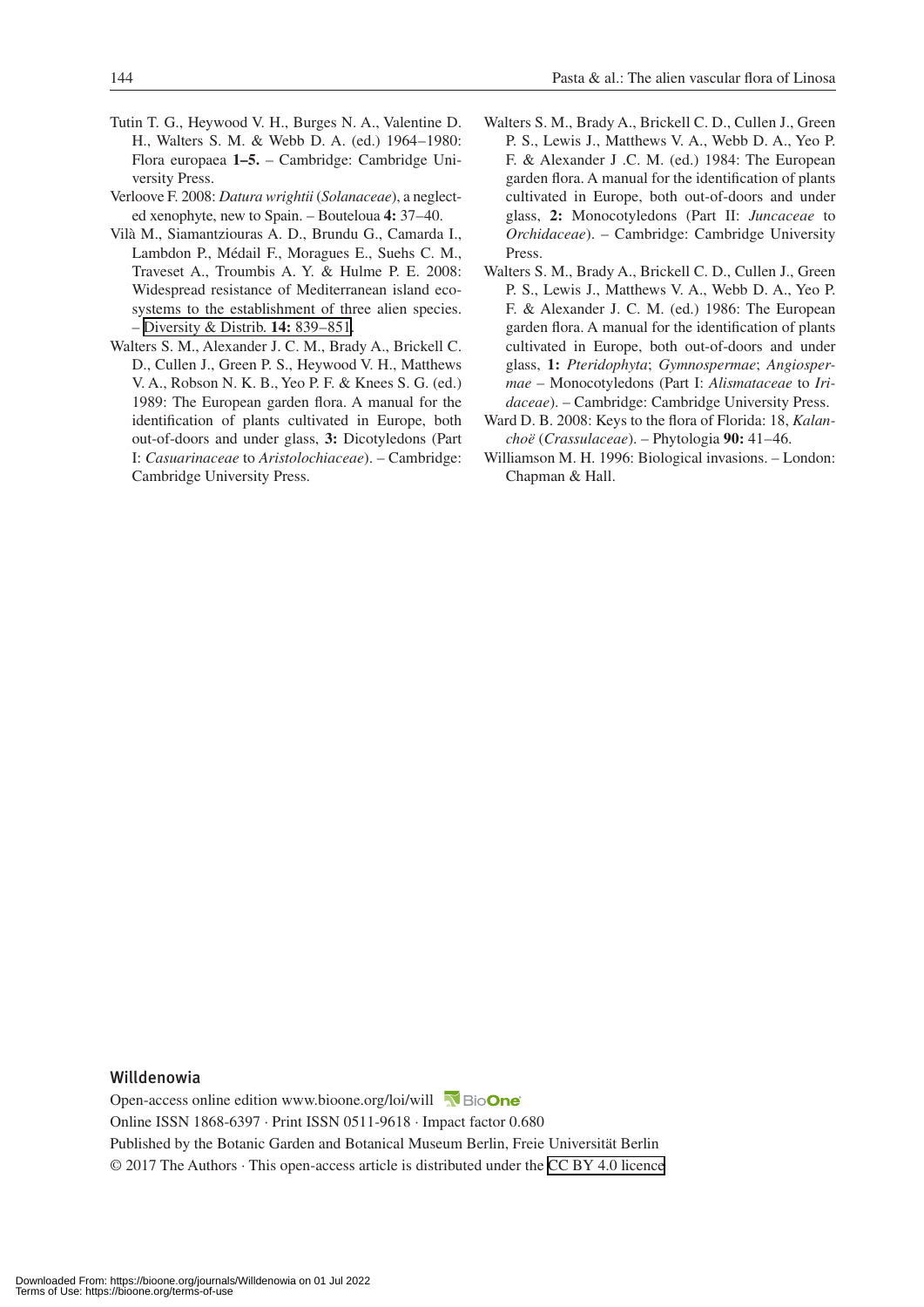Tutin T. G., Heywood V. H., Burges N. A., Valentine D. H., Walters S. M. & Webb D. A. (ed.) 1964–1980: Flora europaea **1–5.** – Cambridge: Cambridge University Press.

Verloove F. 2008: *Datura wrightii* (*Solanaceae*), a neglected xenophyte, new to Spain. – Bouteloua **4:** 37–40.

Vilà M., Siamantziouras A. D., Brundu G., Camarda I., Lambdon P., Médail F., Moragues E., Suehs C. M., Traveset A., Troumbis A. Y. & Hulme P. E. 2008: Widespread resistance of Mediterranean island ecosystems to the establishment of three alien species. – Diversity & Distrib. **14:** 839–851.

Walters S. M., Alexander J. C. M., Brady A., Brickell C. D., Cullen J., Green P. S., Heywood V. H., Matthews V. A., Robson N. K. B., Yeo P. F. & Knees S. G. (ed.) 1989: The European garden flora. A manual for the identification of plants cultivated in Europe, both out-of-doors and under glass, **3:** Dicotyledons (Part I: *Casuarinaceae* to *Aristolochiaceae*). – Cambridge: Cambridge University Press.

Walters S. M., Brady A., Brickell C. D., Cullen J., Green P. S., Lewis J., Matthews V. A., Webb D. A., Yeo P. F. & Alexander J .C. M. (ed.) 1984: The European garden flora. A manual for the identification of plants cultivated in Europe, both out-of-doors and under glass, **2:** Monocotyledons (Part II: *Juncaceae* to *Orchidaceae*). – Cambridge: Cambridge University Press.

Walters S. M., Brady A., Brickell C. D., Cullen J., Green P. S., Lewis J., Matthews V. A., Webb D. A., Yeo P. F. & Alexander J. C. M. (ed.) 1986: The European garden flora. A manual for the identification of plants cultivated in Europe, both out-of-doors and under glass, **1:** *Pteridophyta*; *Gymnospermae*; *Angiospermae* – Monocotyledons (Part I: *Alismataceae* to *Iridaceae*). – Cambridge: Cambridge University Press.

Ward D. B. 2008: Keys to the flora of Florida: 18, *Kalanchoë* (*Crassulaceae*). – Phytologia **90:** 41–46.

Williamson M. H. 1996: Biological invasions. – London: Chapman & Hall.

**Willdenowia**

Open-access online edition www.bioone.org/loi/will

Online ISSN 1868-6397 · Print ISSN 0511-9618 · Impact factor 0.680

Published by the Botanic Garden and Botanical Museum Berlin, Freie Universität Berlin

© 2017 The Authors · This open-access article is distributed under the CC BY 4.0 licence